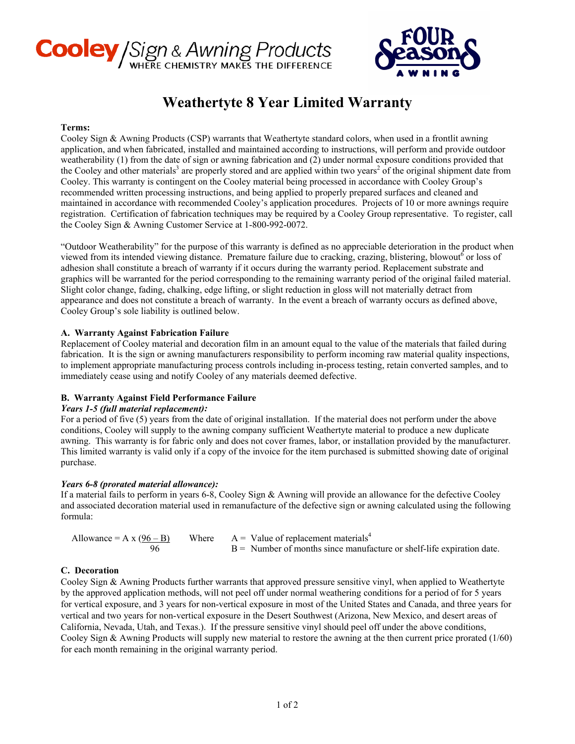Cooley / Sign & Awning Products
WHERE CHEMISTRY MAKES THE DIFFERENCE

FOUR SeasonS AWNING

# Weathertyte 8 Year Limited Warranty

**Terms:**
Cooley Sign & Awning Products (CSP) warrants that Weathertyte standard colors, when used in a frontlit awning application, and when fabricated, installed and maintained according to instructions, will perform and provide outdoor weatherability (1) from the date of sign or awning fabrication and (2) under normal exposure conditions provided that the Cooley and other materials[3] are properly stored and are applied within two years[2] of the original shipment date from Cooley. This warranty is contingent on the Cooley material being processed in accordance with Cooley Group's recommended written processing instructions, and being applied to properly prepared surfaces and cleaned and maintained in accordance with recommended Cooley's application procedures. Projects of 10 or more awnings require registration. Certification of fabrication techniques may be required by a Cooley Group representative. To register, call the Cooley Sign & Awning Customer Service at 1-800-992-0072.

"Outdoor Weatherability" for the purpose of this warranty is defined as no appreciable deterioration in the product when viewed from its intended viewing distance. Premature failure due to cracking, crazing, blistering, blowout[6] or loss of adhesion shall constitute a breach of warranty if it occurs during the warranty period. Replacement substrate and graphics will be warranted for the period corresponding to the remaining warranty period of the original failed material. Slight color change, fading, chalking, edge lifting, or slight reduction in gloss will not materially detract from appearance and does not constitute a breach of warranty. In the event a breach of warranty occurs as defined above, Cooley Group's sole liability is outlined below.

**A. Warranty Against Fabrication Failure**
Replacement of Cooley material and decoration film in an amount equal to the value of the materials that failed during fabrication. It is the sign or awning manufacturers responsibility to perform incoming raw material quality inspections, to implement appropriate manufacturing process controls including in-process testing, retain converted samples, and to immediately cease using and notify Cooley of any materials deemed defective.

**B. Warranty Against Field Performance Failure**
***Years 1-5 (full material replacement):***
For a period of five (5) years from the date of original installation. If the material does not perform under the above conditions, Cooley will supply to the awning company sufficient Weathertyte material to produce a new duplicate awning. This warranty is for fabric only and does not cover frames, labor, or installation provided by the manufacturer. This limited warranty is valid only if a copy of the invoice for the item purchased is submitted showing date of original purchase.

***Years 6-8 (prorated material allowance):***
If a material fails to perform in years 6-8, Cooley Sign & Awning will provide an allowance for the defective Cooley and associated decoration material used in remanufacture of the defective sign or awning calculated using the following formula:

$$\text{Allowance} = A \times \frac{96 - B}{96}$$

Where A = Value of replacement materials[4]
B = Number of months since manufacture or shelf-life expiration date.

**C. Decoration**
Cooley Sign & Awning Products further warrants that approved pressure sensitive vinyl, when applied to Weathertyte by the approved application methods, will not peel off under normal weathering conditions for a period of for 5 years for vertical exposure, and 3 years for non-vertical exposure in most of the United States and Canada, and three years for vertical and two years for non-vertical exposure in the Desert Southwest (Arizona, New Mexico, and desert areas of California, Nevada, Utah, and Texas.). If the pressure sensitive vinyl should peel off under the above conditions, Cooley Sign & Awning Products will supply new material to restore the awning at the then current price prorated (1/60) for each month remaining in the original warranty period.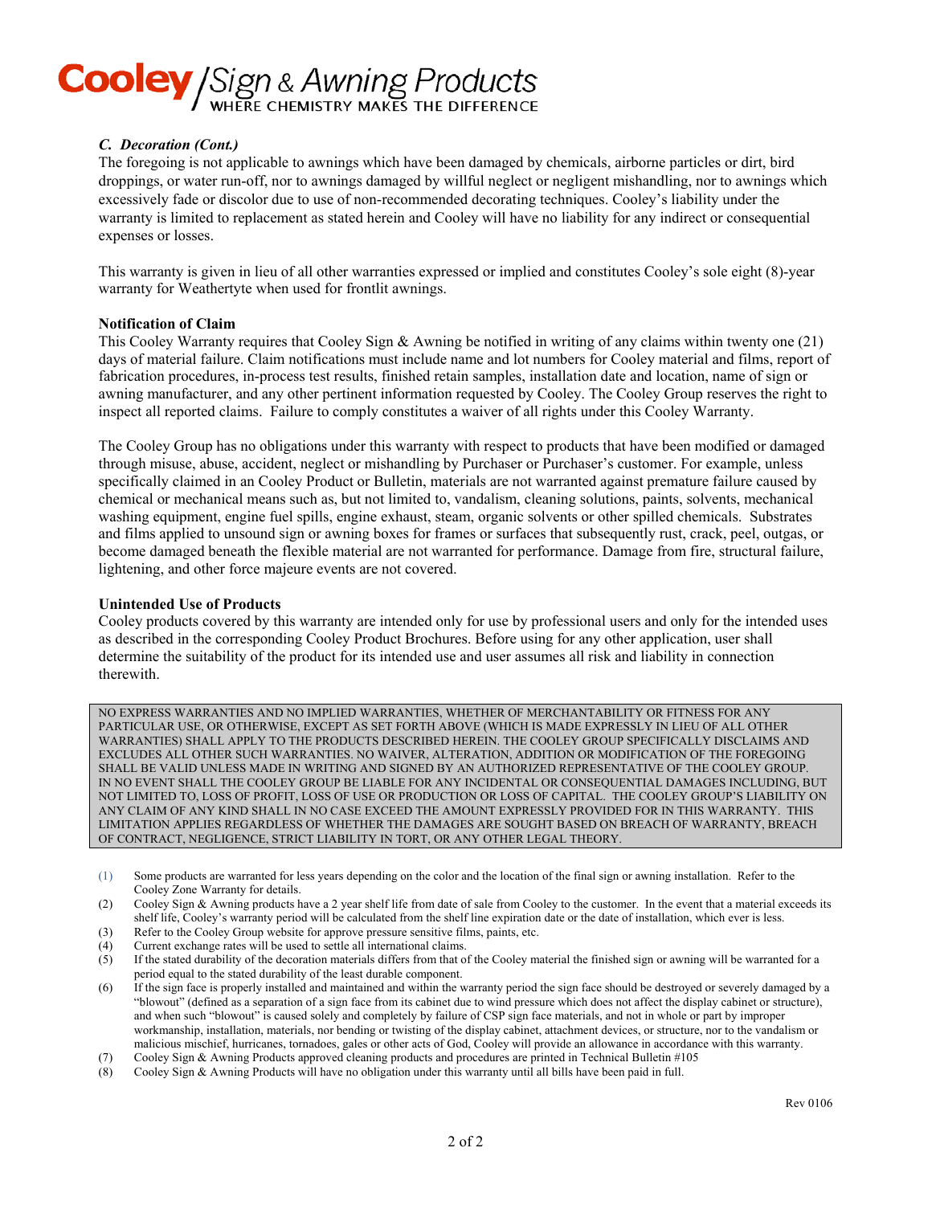*C. Decoration (Cont.)*

The foregoing is not applicable to awnings which have been damaged by chemicals, airborne particles or dirt, bird droppings, or water run-off, nor to awnings damaged by willful neglect or negligent mishandling, nor to awnings which excessively fade or discolor due to use of non-recommended decorating techniques. Cooley's liability under the warranty is limited to replacement as stated herein and Cooley will have no liability for any indirect or consequential expenses or losses.

This warranty is given in lieu of all other warranties expressed or implied and constitutes Cooley's sole eight (8)-year warranty for Weathertyte when used for frontlit awnings.

**Notification of Claim**

This Cooley Warranty requires that Cooley Sign & Awning be notified in writing of any claims within twenty one (21) days of material failure. Claim notifications must include name and lot numbers for Cooley material and films, report of fabrication procedures, in-process test results, finished retain samples, installation date and location, name of sign or awning manufacturer, and any other pertinent information requested by Cooley. The Cooley Group reserves the right to inspect all reported claims. Failure to comply constitutes a waiver of all rights under this Cooley Warranty.

The Cooley Group has no obligations under this warranty with respect to products that have been modified or damaged through misuse, abuse, accident, neglect or mishandling by Purchaser or Purchaser's customer. For example, unless specifically claimed in an Cooley Product or Bulletin, materials are not warranted against premature failure caused by chemical or mechanical means such as, but not limited to, vandalism, cleaning solutions, paints, solvents, mechanical washing equipment, engine fuel spills, engine exhaust, steam, organic solvents or other spilled chemicals. Substrates and films applied to unsound sign or awning boxes for frames or surfaces that subsequently rust, crack, peel, outgas, or become damaged beneath the flexible material are not warranted for performance. Damage from fire, structural failure, lightening, and other force majeure events are not covered.

**Unintended Use of Products**

Cooley products covered by this warranty are intended only for use by professional users and only for the intended uses as described in the corresponding Cooley Product Brochures. Before using for any other application, user shall determine the suitability of the product for its intended use and user assumes all risk and liability in connection therewith.

NO EXPRESS WARRANTIES AND NO IMPLIED WARRANTIES, WHETHER OF MERCHANTABILITY OR FITNESS FOR ANY PARTICULAR USE, OR OTHERWISE, EXCEPT AS SET FORTH ABOVE (WHICH IS MADE EXPRESSLY IN LIEU OF ALL OTHER WARRANTIES) SHALL APPLY TO THE PRODUCTS DESCRIBED HEREIN. THE COOLEY GROUP SPECIFICALLY DISCLAIMS AND EXCLUDES ALL OTHER SUCH WARRANTIES. NO WAIVER, ALTERATION, ADDITION OR MODIFICATION OF THE FOREGOING SHALL BE VALID UNLESS MADE IN WRITING AND SIGNED BY AN AUTHORIZED REPRESENTATIVE OF THE COOLEY GROUP. IN NO EVENT SHALL THE COOLEY GROUP BE LIABLE FOR ANY INCIDENTAL OR CONSEQUENTIAL DAMAGES INCLUDING, BUT NOT LIMITED TO, LOSS OF PROFIT, LOSS OF USE OR PRODUCTION OR LOSS OF CAPITAL. THE COOLEY GROUP'S LIABILITY ON ANY CLAIM OF ANY KIND SHALL IN NO CASE EXCEED THE AMOUNT EXPRESSLY PROVIDED FOR IN THIS WARRANTY. THIS LIMITATION APPLIES REGARDLESS OF WHETHER THE DAMAGES ARE SOUGHT BASED ON BREACH OF WARRANTY, BREACH OF CONTRACT, NEGLIGENCE, STRICT LIABILITY IN TORT, OR ANY OTHER LEGAL THEORY.

(1) Some products are warranted for less years depending on the color and the location of the final sign or awning installation. Refer to the Cooley Zone Warranty for details.
(2) Cooley Sign & Awning products have a 2 year shelf life from date of sale from Cooley to the customer. In the event that a material exceeds its shelf life, Cooley's warranty period will be calculated from the shelf line expiration date or the date of installation, which ever is less.
(3) Refer to the Cooley Group website for approve pressure sensitive films, paints, etc.
(4) Current exchange rates will be used to settle all international claims.
(5) If the stated durability of the decoration materials differs from that of the Cooley material the finished sign or awning will be warranted for a period equal to the stated durability of the least durable component.
(6) If the sign face is properly installed and maintained and within the warranty period the sign face should be destroyed or severely damaged by a "blowout" (defined as a separation of a sign face from its cabinet due to wind pressure which does not affect the display cabinet or structure), and when such "blowout" is caused solely and completely by failure of CSP sign face materials, and not in whole or part by improper workmanship, installation, materials, nor bending or twisting of the display cabinet, attachment devices, or structure, nor to the vandalism or malicious mischief, hurricanes, tornadoes, gales or other acts of God, Cooley will provide an allowance in accordance with this warranty.
(7) Cooley Sign & Awning Products approved cleaning products and procedures are printed in Technical Bulletin #105
(8) Cooley Sign & Awning Products will have no obligation under this warranty until all bills have been paid in full.

Rev 0106